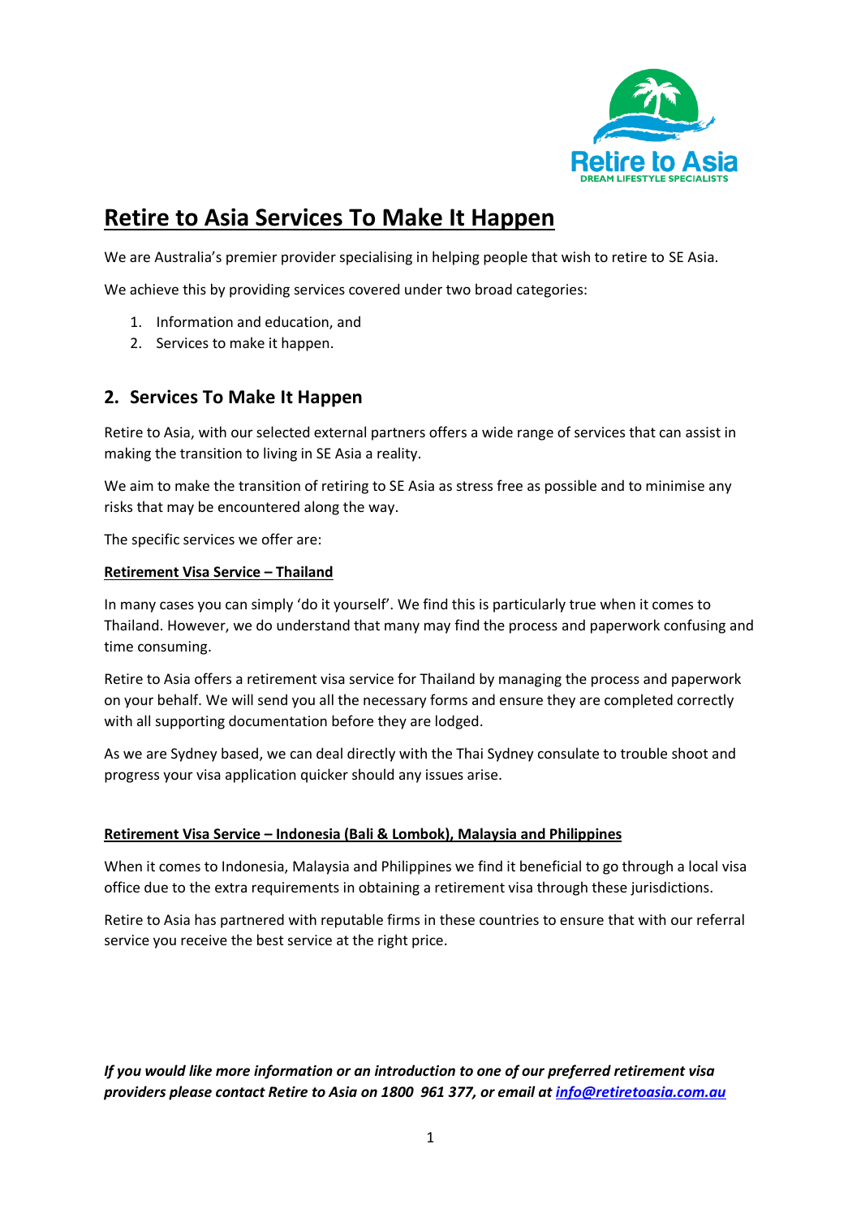# Retire to Asia Services To Make It Happen

We are Australia's premier provider specialising in helping people that wish to retire to SE Asia.

We achieve this by providing services covered under two broad categories:

1. Information and education, and
2. Services to make it happen.

## 2. Services To Make It Happen

Retire to Asia, with our selected external partners offers a wide range of services that can assist in making the transition to living in SE Asia a reality.

We aim to make the transition of retiring to SE Asia as stress free as possible and to minimise any risks that may be encountered along the way.

The specific services we offer are:

**Retirement Visa Service – Thailand**

In many cases you can simply 'do it yourself'. We find this is particularly true when it comes to Thailand. However, we do understand that many may find the process and paperwork confusing and time consuming.

Retire to Asia offers a retirement visa service for Thailand by managing the process and paperwork on your behalf. We will send you all the necessary forms and ensure they are completed correctly with all supporting documentation before they are lodged.

As we are Sydney based, we can deal directly with the Thai Sydney consulate to trouble shoot and progress your visa application quicker should any issues arise.

**Retirement Visa Service – Indonesia (Bali & Lombok), Malaysia and Philippines**

When it comes to Indonesia, Malaysia and Philippines we find it beneficial to go through a local visa office due to the extra requirements in obtaining a retirement visa through these jurisdictions.

Retire to Asia has partnered with reputable firms in these countries to ensure that with our referral service you receive the best service at the right price.

***If you would like more information or an introduction to one of our preferred retirement visa providers please contact Retire to Asia on 1800 961 377, or email at info@retiretoasia.com.au***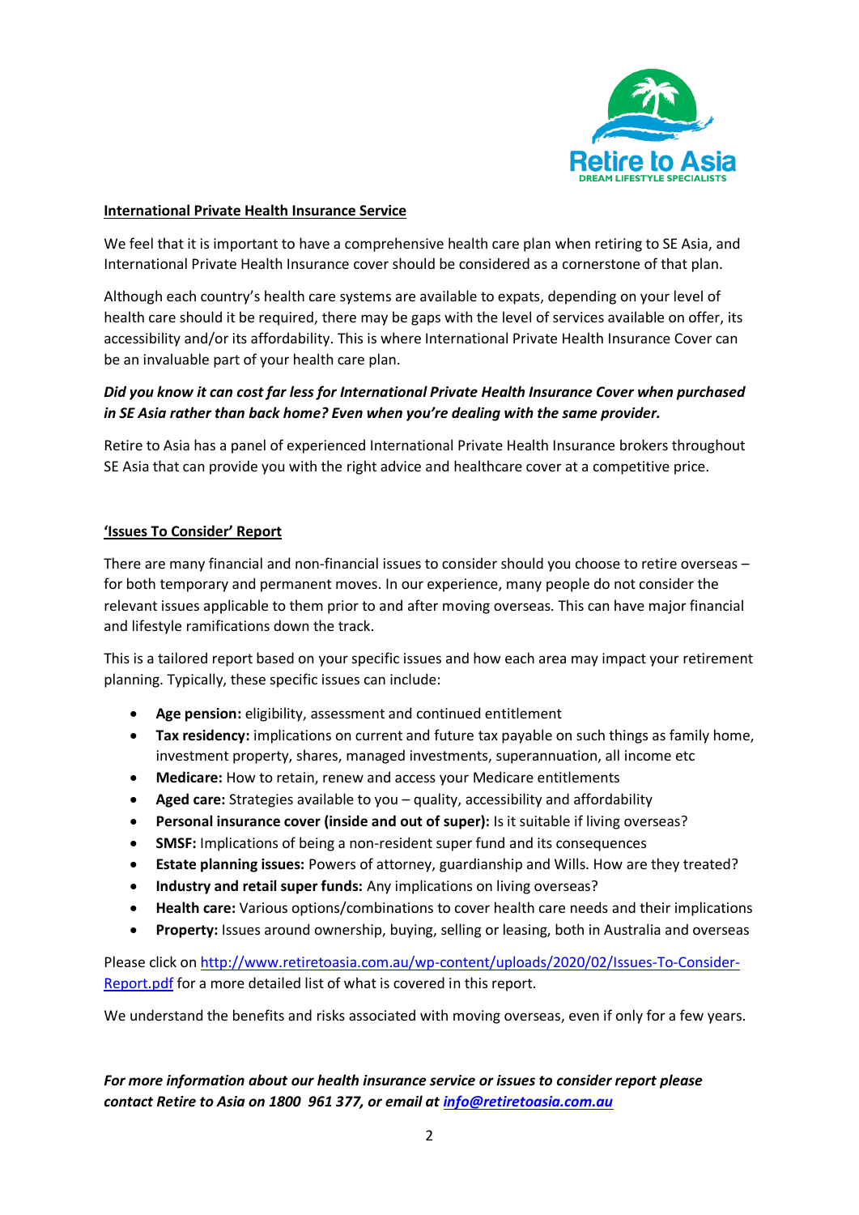Retire to Asia
DREAM LIFESTYLE SPECIALISTS

**International Private Health Insurance Service**

We feel that it is important to have a comprehensive health care plan when retiring to SE Asia, and International Private Health Insurance cover should be considered as a cornerstone of that plan.

Although each country's health care systems are available to expats, depending on your level of health care should it be required, there may be gaps with the level of services available on offer, its accessibility and/or its affordability. This is where International Private Health Insurance Cover can be an invaluable part of your health care plan.

***Did you know it can cost far less for International Private Health Insurance Cover when purchased in SE Asia rather than back home? Even when you're dealing with the same provider.***

Retire to Asia has a panel of experienced International Private Health Insurance brokers throughout SE Asia that can provide you with the right advice and healthcare cover at a competitive price.

**'Issues To Consider' Report**

There are many financial and non-financial issues to consider should you choose to retire overseas – for both temporary and permanent moves. In our experience, many people do not consider the relevant issues applicable to them prior to and after moving overseas. This can have major financial and lifestyle ramifications down the track.

This is a tailored report based on your specific issues and how each area may impact your retirement planning. Typically, these specific issues can include:

- **Age pension:** eligibility, assessment and continued entitlement
- **Tax residency:** implications on current and future tax payable on such things as family home, investment property, shares, managed investments, superannuation, all income etc
- **Medicare:** How to retain, renew and access your Medicare entitlements
- **Aged care:** Strategies available to you – quality, accessibility and affordability
- **Personal insurance cover (inside and out of super):** Is it suitable if living overseas?
- **SMSF:** Implications of being a non-resident super fund and its consequences
- **Estate planning issues:** Powers of attorney, guardianship and Wills. How are they treated?
- **Industry and retail super funds:** Any implications on living overseas?
- **Health care:** Various options/combinations to cover health care needs and their implications
- **Property:** Issues around ownership, buying, selling or leasing, both in Australia and overseas

Please click on [http://www.retiretoasia.com.au/wp-content/uploads/2020/02/Issues-To-Consider-Report.pdf](http://www.retiretoasia.com.au/wp-content/uploads/2020/02/Issues-To-Consider-Report.pdf) for a more detailed list of what is covered in this report.

We understand the benefits and risks associated with moving overseas, even if only for a few years.

***For more information about our health insurance service or issues to consider report please contact Retire to Asia on 1800 961 377, or email at [info@retiretoasia.com.au](mailto:info@retiretoasia.com.au)***